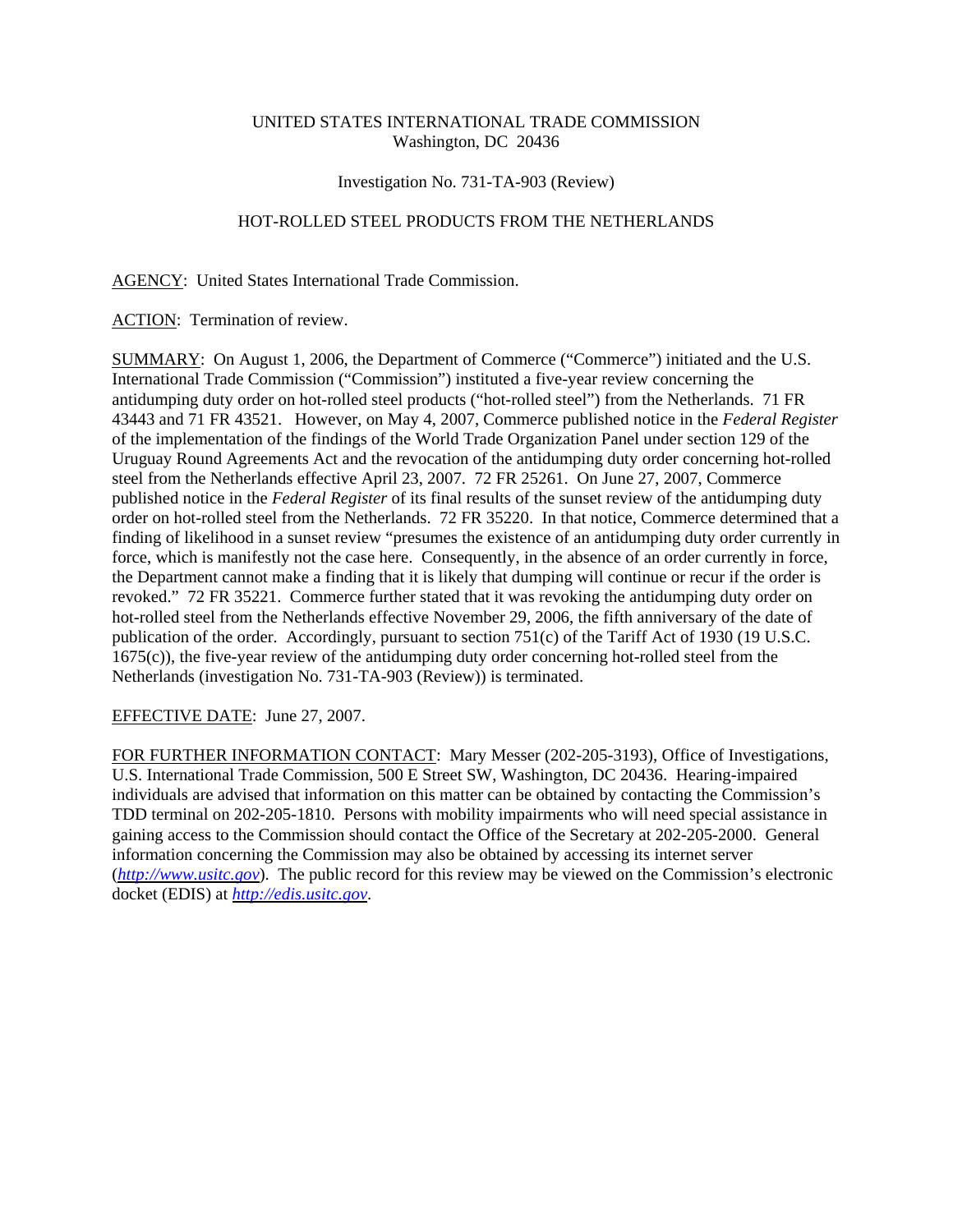UNITED STATES INTERNATIONAL TRADE COMMISSION
Washington, DC 20436

Investigation No. 731-TA-903 (Review)

HOT-ROLLED STEEL PRODUCTS FROM THE NETHERLANDS

AGENCY: United States International Trade Commission.

ACTION: Termination of review.

SUMMARY: On August 1, 2006, the Department of Commerce ("Commerce") initiated and the U.S. International Trade Commission ("Commission") instituted a five-year review concerning the antidumping duty order on hot-rolled steel products ("hot-rolled steel") from the Netherlands. 71 FR 43443 and 71 FR 43521. However, on May 4, 2007, Commerce published notice in the *Federal Register* of the implementation of the findings of the World Trade Organization Panel under section 129 of the Uruguay Round Agreements Act and the revocation of the antidumping duty order concerning hot-rolled steel from the Netherlands effective April 23, 2007. 72 FR 25261. On June 27, 2007, Commerce published notice in the *Federal Register* of its final results of the sunset review of the antidumping duty order on hot-rolled steel from the Netherlands. 72 FR 35220. In that notice, Commerce determined that a finding of likelihood in a sunset review "presumes the existence of an antidumping duty order currently in force, which is manifestly not the case here. Consequently, in the absence of an order currently in force, the Department cannot make a finding that it is likely that dumping will continue or recur if the order is revoked." 72 FR 35221. Commerce further stated that it was revoking the antidumping duty order on hot-rolled steel from the Netherlands effective November 29, 2006, the fifth anniversary of the date of publication of the order. Accordingly, pursuant to section 751(c) of the Tariff Act of 1930 (19 U.S.C. 1675(c)), the five-year review of the antidumping duty order concerning hot-rolled steel from the Netherlands (investigation No. 731-TA-903 (Review)) is terminated.

EFFECTIVE DATE: June 27, 2007.

FOR FURTHER INFORMATION CONTACT: Mary Messer (202-205-3193), Office of Investigations, U.S. International Trade Commission, 500 E Street SW, Washington, DC 20436. Hearing-impaired individuals are advised that information on this matter can be obtained by contacting the Commission's TDD terminal on 202-205-1810. Persons with mobility impairments who will need special assistance in gaining access to the Commission should contact the Office of the Secretary at 202-205-2000. General information concerning the Commission may also be obtained by accessing its internet server (*http://www.usitc.gov*). The public record for this review may be viewed on the Commission's electronic docket (EDIS) at *http://edis.usitc.gov*.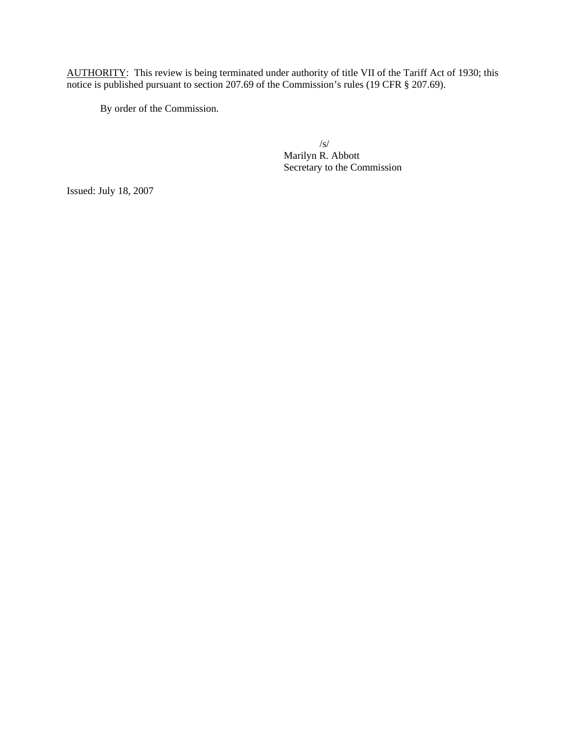AUTHORITY: This review is being terminated under authority of title VII of the Tariff Act of 1930; this notice is published pursuant to section 207.69 of the Commission's rules (19 CFR § 207.69).

By order of the Commission.

/s/
Marilyn R. Abbott
Secretary to the Commission

Issued: July 18, 2007